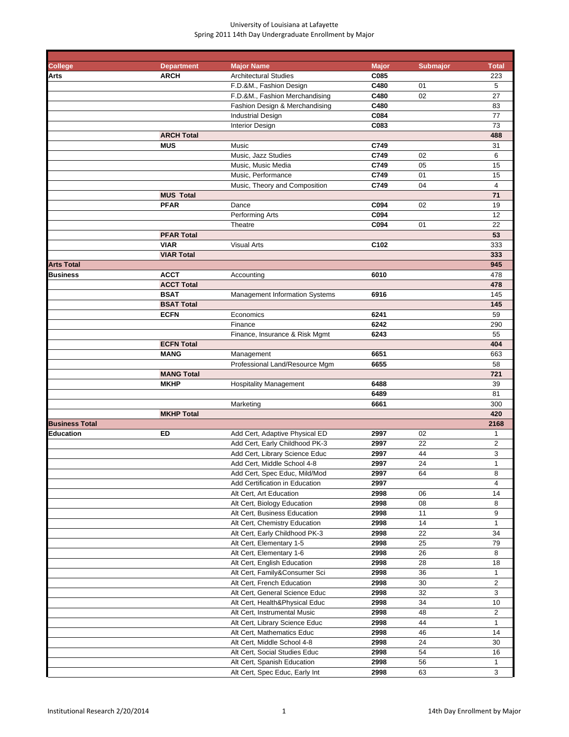University of Louisiana at Lafayette
Spring 2011 14th Day Undergraduate Enrollment by Major

| College | Department | Major Name | Major | Submajor | Total |
|---|---|---|---|---|---|
| **Arts** | **ARCH** | Architectural Studies | **C085** | | 223 |
| | | F.D.&M., Fashion Design | **C480** | 01 | 5 |
| | | F.D.&M., Fashion Merchandising | **C480** | 02 | 27 |
| | | Fashion Design & Merchandising | **C480** | | 83 |
| | | Industrial Design | **C084** | | 77 |
| | | Interior Design | **C083** | | 73 |
| | **ARCH Total** | | | | **488** |
| | **MUS** | Music | **C749** | | 31 |
| | | Music, Jazz Studies | **C749** | 02 | 6 |
| | | Music, Music Media | **C749** | 05 | 15 |
| | | Music, Performance | **C749** | 01 | 15 |
| | | Music, Theory and Composition | **C749** | 04 | 4 |
| | **MUS Total** | | | | **71** |
| | **PFAR** | Dance | **C094** | 02 | 19 |
| | | Performing Arts | **C094** | | 12 |
| | | Theatre | **C094** | 01 | 22 |
| | **PFAR Total** | | | | **53** |
| | **VIAR** | Visual Arts | **C102** | | 333 |
| | **VIAR Total** | | | | **333** |
| **Arts Total** | | | | | **945** |
| **Business** | **ACCT** | Accounting | **6010** | | 478 |
| | **ACCT Total** | | | | **478** |
| | **BSAT** | Management Information Systems | **6916** | | 145 |
| | **BSAT Total** | | | | **145** |
| | **ECFN** | Economics | **6241** | | 59 |
| | | Finance | **6242** | | 290 |
| | | Finance, Insurance & Risk Mgmt | **6243** | | 55 |
| | **ECFN Total** | | | | **404** |
| | **MANG** | Management | **6651** | | 663 |
| | | Professional Land/Resource Mgm | **6655** | | 58 |
| | **MANG Total** | | | | **721** |
| | **MKHP** | Hospitality Management | **6488** | | 39 |
| | | | **6489** | | 81 |
| | | Marketing | **6661** | | 300 |
| | **MKHP Total** | | | | **420** |
| **Business Total** | | | | | **2168** |
| **Education** | **ED** | Add Cert, Adaptive Physical ED | **2997** | 02 | 1 |
| | | Add Cert, Early Childhood PK-3 | **2997** | 22 | 2 |
| | | Add Cert, Library Science Educ | **2997** | 44 | 3 |
| | | Add Cert, Middle School 4-8 | **2997** | 24 | 1 |
| | | Add Cert, Spec Educ, Mild/Mod | **2997** | 64 | 8 |
| | | Add Certification in Education | **2997** | | 4 |
| | | Alt Cert, Art Education | **2998** | 06 | 14 |
| | | Alt Cert, Biology Education | **2998** | 08 | 8 |
| | | Alt Cert, Business Education | **2998** | 11 | 9 |
| | | Alt Cert, Chemistry Education | **2998** | 14 | 1 |
| | | Alt Cert, Early Childhood PK-3 | **2998** | 22 | 34 |
| | | Alt Cert, Elementary 1-5 | **2998** | 25 | 79 |
| | | Alt Cert, Elementary 1-6 | **2998** | 26 | 8 |
| | | Alt Cert, English Education | **2998** | 28 | 18 |
| | | Alt Cert, Family&Consumer Sci | **2998** | 36 | 1 |
| | | Alt Cert, French Education | **2998** | 30 | 2 |
| | | Alt Cert, General Science Educ | **2998** | 32 | 3 |
| | | Alt Cert, Health&Physical Educ | **2998** | 34 | 10 |
| | | Alt Cert, Instrumental Music | **2998** | 48 | 2 |
| | | Alt Cert, Library Science Educ | **2998** | 44 | 1 |
| | | Alt Cert, Mathematics Educ | **2998** | 46 | 14 |
| | | Alt Cert, Middle School 4-8 | **2998** | 24 | 30 |
| | | Alt Cert, Social Studies Educ | **2998** | 54 | 16 |
| | | Alt Cert, Spanish Education | **2998** | 56 | 1 |
| | | Alt Cert, Spec Educ, Early Int | **2998** | 63 | 3 |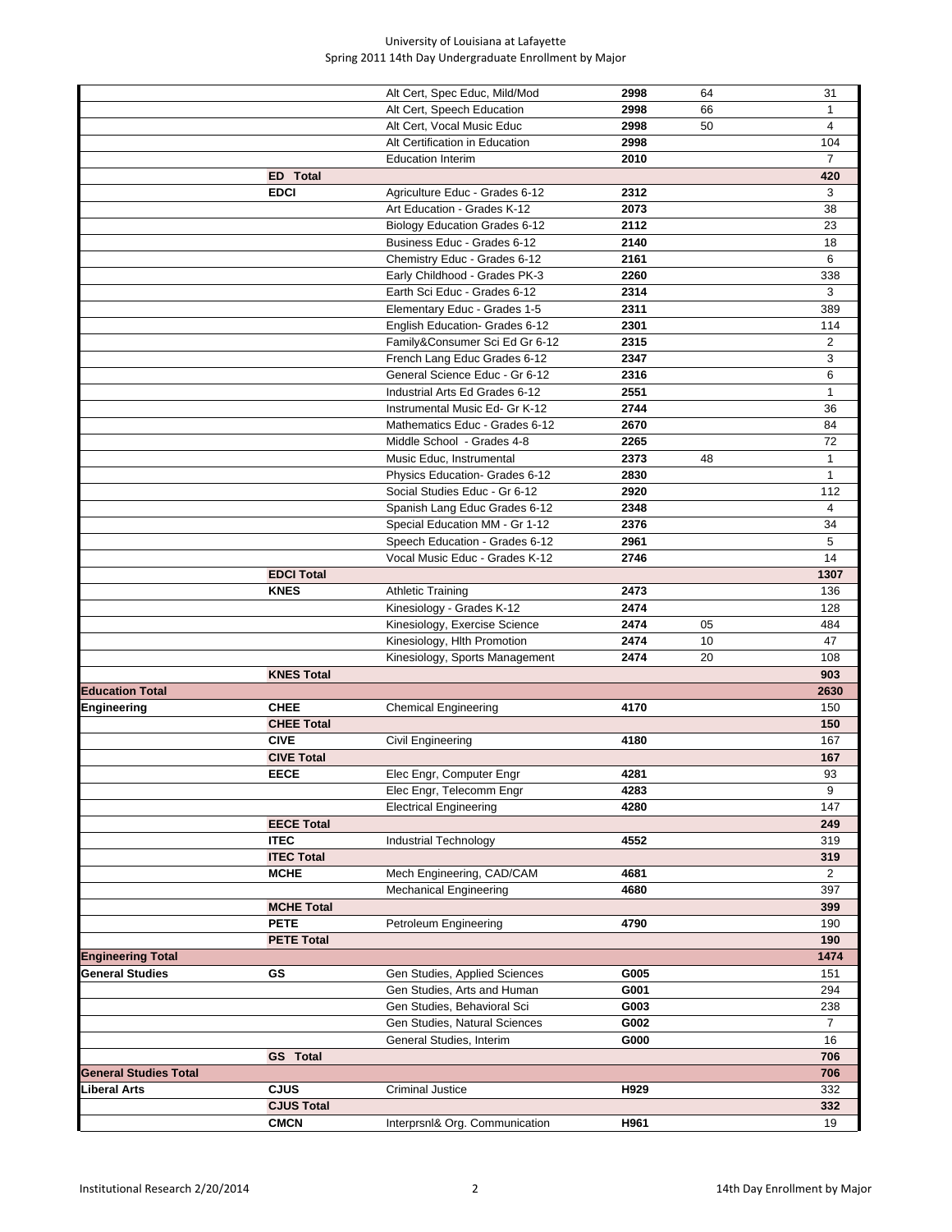# University of Louisiana at Lafayette
## Spring 2011 14th Day Undergraduate Enrollment by Major

| | | | | | |
|---|---|---|---|---|---|
| | | Alt Cert, Spec Educ, Mild/Mod | **2998** | 64 | 31 |
| | | Alt Cert, Speech Education | **2998** | 66 | 1 |
| | | Alt Cert, Vocal Music Educ | **2998** | 50 | 4 |
| | | Alt Certification in Education | **2998** | | 104 |
| | | Education Interim | **2010** | | 7 |
| | **ED Total** | | | | **420** |
| | **EDCI** | Agriculture Educ - Grades 6-12 | **2312** | | 3 |
| | | Art Education - Grades K-12 | **2073** | | 38 |
| | | Biology Education Grades 6-12 | **2112** | | 23 |
| | | Business Educ - Grades 6-12 | **2140** | | 18 |
| | | Chemistry Educ - Grades 6-12 | **2161** | | 6 |
| | | Early Childhood - Grades PK-3 | **2260** | | 338 |
| | | Earth Sci Educ - Grades 6-12 | **2314** | | 3 |
| | | Elementary Educ - Grades 1-5 | **2311** | | 389 |
| | | English Education- Grades 6-12 | **2301** | | 114 |
| | | Family&Consumer Sci Ed Gr 6-12 | **2315** | | 2 |
| | | French Lang Educ Grades 6-12 | **2347** | | 3 |
| | | General Science Educ - Gr 6-12 | **2316** | | 6 |
| | | Industrial Arts Ed Grades 6-12 | **2551** | | 1 |
| | | Instrumental Music Ed- Gr K-12 | **2744** | | 36 |
| | | Mathematics Educ - Grades 6-12 | **2670** | | 84 |
| | | Middle School - Grades 4-8 | **2265** | | 72 |
| | | Music Educ, Instrumental | **2373** | 48 | 1 |
| | | Physics Education- Grades 6-12 | **2830** | | 1 |
| | | Social Studies Educ - Gr 6-12 | **2920** | | 112 |
| | | Spanish Lang Educ Grades 6-12 | **2348** | | 4 |
| | | Special Education MM - Gr 1-12 | **2376** | | 34 |
| | | Speech Education - Grades 6-12 | **2961** | | 5 |
| | | Vocal Music Educ - Grades K-12 | **2746** | | 14 |
| | **EDCI Total** | | | | **1307** |
| | **KNES** | Athletic Training | **2473** | | 136 |
| | | Kinesiology - Grades K-12 | **2474** | | 128 |
| | | Kinesiology, Exercise Science | **2474** | 05 | 484 |
| | | Kinesiology, Hlth Promotion | **2474** | 10 | 47 |
| | | Kinesiology, Sports Management | **2474** | 20 | 108 |
| | **KNES Total** | | | | **903** |
| **Education Total** | | | | | **2630** |
| **Engineering** | **CHEE** | Chemical Engineering | **4170** | | 150 |
| | **CHEE Total** | | | | **150** |
| | **CIVE** | Civil Engineering | **4180** | | 167 |
| | **CIVE Total** | | | | **167** |
| | **EECE** | Elec Engr, Computer Engr | **4281** | | 93 |
| | | Elec Engr, Telecomm Engr | **4283** | | 9 |
| | | Electrical Engineering | **4280** | | 147 |
| | **EECE Total** | | | | **249** |
| | **ITEC** | Industrial Technology | **4552** | | 319 |
| | **ITEC Total** | | | | **319** |
| | **MCHE** | Mech Engineering, CAD/CAM | **4681** | | 2 |
| | | Mechanical Engineering | **4680** | | 397 |
| | **MCHE Total** | | | | **399** |
| | **PETE** | Petroleum Engineering | **4790** | | 190 |
| | **PETE Total** | | | | **190** |
| **Engineering Total** | | | | | **1474** |
| **General Studies** | **GS** | Gen Studies, Applied Sciences | **G005** | | 151 |
| | | Gen Studies, Arts and Human | **G001** | | 294 |
| | | Gen Studies, Behavioral Sci | **G003** | | 238 |
| | | Gen Studies, Natural Sciences | **G002** | | 7 |
| | | General Studies, Interim | **G000** | | 16 |
| | **GS Total** | | | | **706** |
| **General Studies Total** | | | | | **706** |
| **Liberal Arts** | **CJUS** | Criminal Justice | **H929** | | 332 |
| | **CJUS Total** | | | | **332** |
| | **CMCN** | Interprsnl& Org. Communication | **H961** | | 19 |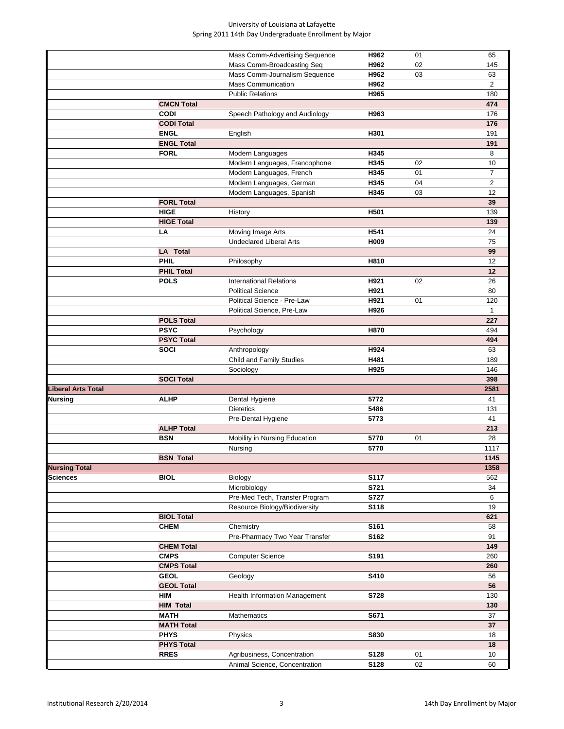| | | | | | |
|---|---|---|---|---|---|
| | | Mass Comm-Advertising Sequence | H962 | 01 | 65 |
| | | Mass Comm-Broadcasting Seq | H962 | 02 | 145 |
| | | Mass Comm-Journalism Sequence | H962 | 03 | 63 |
| | | Mass Communication | H962 | | 2 |
| | | Public Relations | H965 | | 180 |
| | **CMCN Total** | | | | **474** |
| | **CODI** | Speech Pathology and Audiology | H963 | | 176 |
| | **CODI Total** | | | | **176** |
| | **ENGL** | English | H301 | | 191 |
| | **ENGL Total** | | | | **191** |
| | **FORL** | Modern Languages | H345 | | 8 |
| | | Modern Languages, Francophone | H345 | 02 | 10 |
| | | Modern Languages, French | H345 | 01 | 7 |
| | | Modern Languages, German | H345 | 04 | 2 |
| | | Modern Languages, Spanish | H345 | 03 | 12 |
| | **FORL Total** | | | | **39** |
| | **HIGE** | History | H501 | | 139 |
| | **HIGE Total** | | | | **139** |
| | **LA** | Moving Image Arts | H541 | | 24 |
| | | Undeclared Liberal Arts | H009 | | 75 |
| | **LA Total** | | | | **99** |
| | **PHIL** | Philosophy | H810 | | 12 |
| | **PHIL Total** | | | | **12** |
| | **POLS** | International Relations | H921 | 02 | 26 |
| | | Political Science | H921 | | 80 |
| | | Political Science - Pre-Law | H921 | 01 | 120 |
| | | Political Science, Pre-Law | H926 | | 1 |
| | **POLS Total** | | | | **227** |
| | **PSYC** | Psychology | H870 | | 494 |
| | **PSYC Total** | | | | **494** |
| | **SOCI** | Anthropology | H924 | | 63 |
| | | Child and Family Studies | H481 | | 189 |
| | | Sociology | H925 | | 146 |
| | **SOCI Total** | | | | **398** |
| **Liberal Arts Total** | | | | | **2581** |
| **Nursing** | **ALHP** | Dental Hygiene | 5772 | | 41 |
| | | Dietetics | 5486 | | 131 |
| | | Pre-Dental Hygiene | 5773 | | 41 |
| | **ALHP Total** | | | | **213** |
| | **BSN** | Mobility in Nursing Education | 5770 | 01 | 28 |
| | | Nursing | 5770 | | 1117 |
| | **BSN Total** | | | | **1145** |
| **Nursing Total** | | | | | **1358** |
| **Sciences** | **BIOL** | Biology | S117 | | 562 |
| | | Microbiology | S721 | | 34 |
| | | Pre-Med Tech, Transfer Program | S727 | | 6 |
| | | Resource Biology/Biodiversity | S118 | | 19 |
| | **BIOL Total** | | | | **621** |
| | **CHEM** | Chemistry | S161 | | 58 |
| | | Pre-Pharmacy Two Year Transfer | S162 | | 91 |
| | **CHEM Total** | | | | **149** |
| | **CMPS** | Computer Science | S191 | | 260 |
| | **CMPS Total** | | | | **260** |
| | **GEOL** | Geology | S410 | | 56 |
| | **GEOL Total** | | | | **56** |
| | **HIM** | Health Information Management | S728 | | 130 |
| | **HIM Total** | | | | **130** |
| | **MATH** | Mathematics | S671 | | 37 |
| | **MATH Total** | | | | **37** |
| | **PHYS** | Physics | S830 | | 18 |
| | **PHYS Total** | | | | **18** |
| | **RRES** | Agribusiness, Concentration | S128 | 01 | 10 |
| | | Animal Science, Concentration | S128 | 02 | 60 |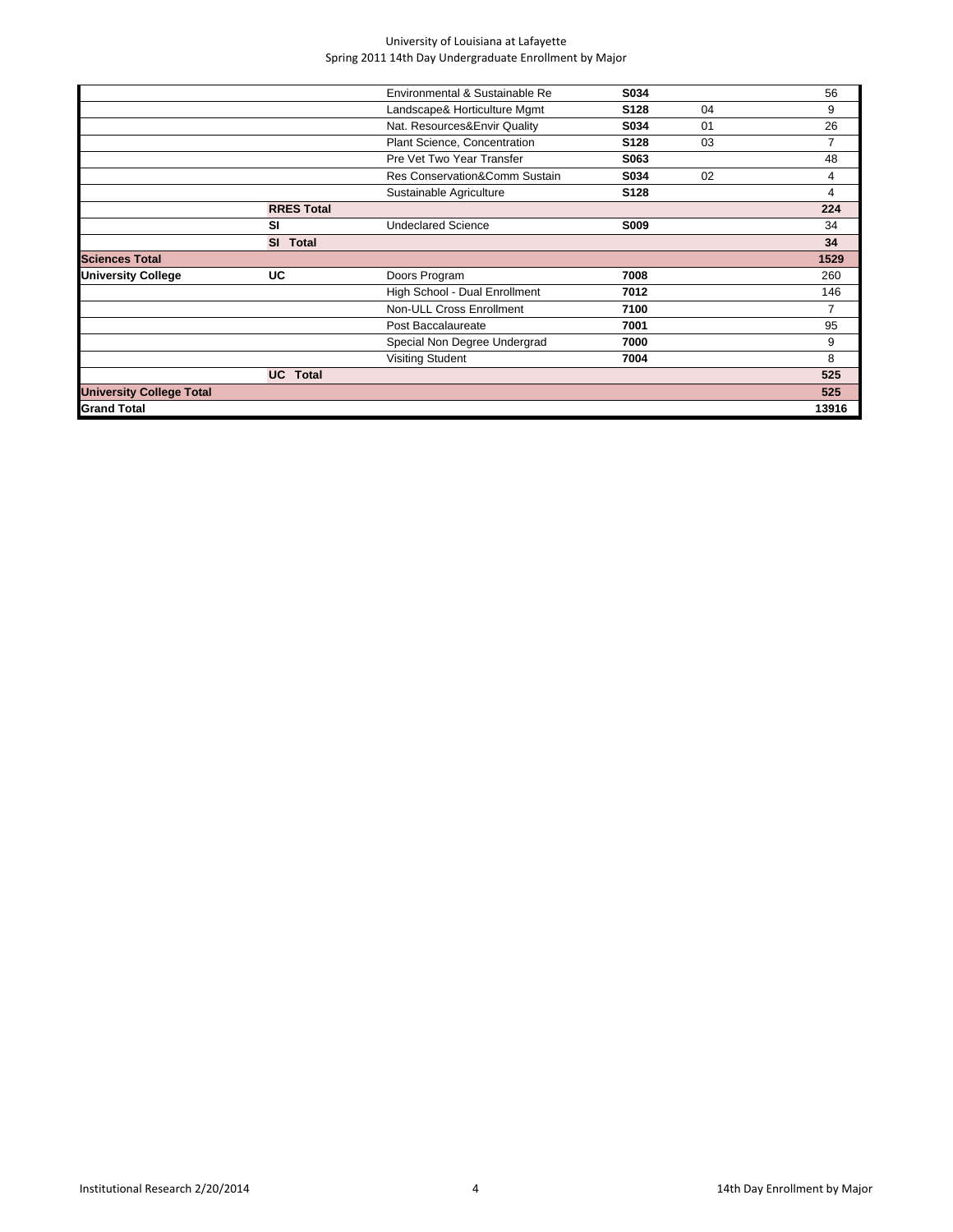University of Louisiana at Lafayette
Spring 2011 14th Day Undergraduate Enrollment by Major

| | | | | | |
|---|---|---|---|---|---|
| | | Environmental & Sustainable Re | **S034** | | 56 |
| | | Landscape& Horticulture Mgmt | **S128** | 04 | 9 |
| | | Nat. Resources&Envir Quality | **S034** | 01 | 26 |
| | | Plant Science, Concentration | **S128** | 03 | 7 |
| | | Pre Vet Two Year Transfer | **S063** | | 48 |
| | | Res Conservation&Comm Sustain | **S034** | 02 | 4 |
| | | Sustainable Agriculture | **S128** | | 4 |
| | **RRES Total** | | | | **224** |
| | **SI** | Undeclared Science | **S009** | | 34 |
| | **SI Total** | | | | **34** |
| **Sciences Total** | | | | | **1529** |
| **University College** | **UC** | Doors Program | **7008** | | 260 |
| | | High School - Dual Enrollment | **7012** | | 146 |
| | | Non-ULL Cross Enrollment | **7100** | | 7 |
| | | Post Baccalaureate | **7001** | | 95 |
| | | Special Non Degree Undergrad | **7000** | | 9 |
| | | Visiting Student | **7004** | | 8 |
| | **UC Total** | | | | **525** |
| **University College Total** | | | | | **525** |
| **Grand Total** | | | | | **13916** |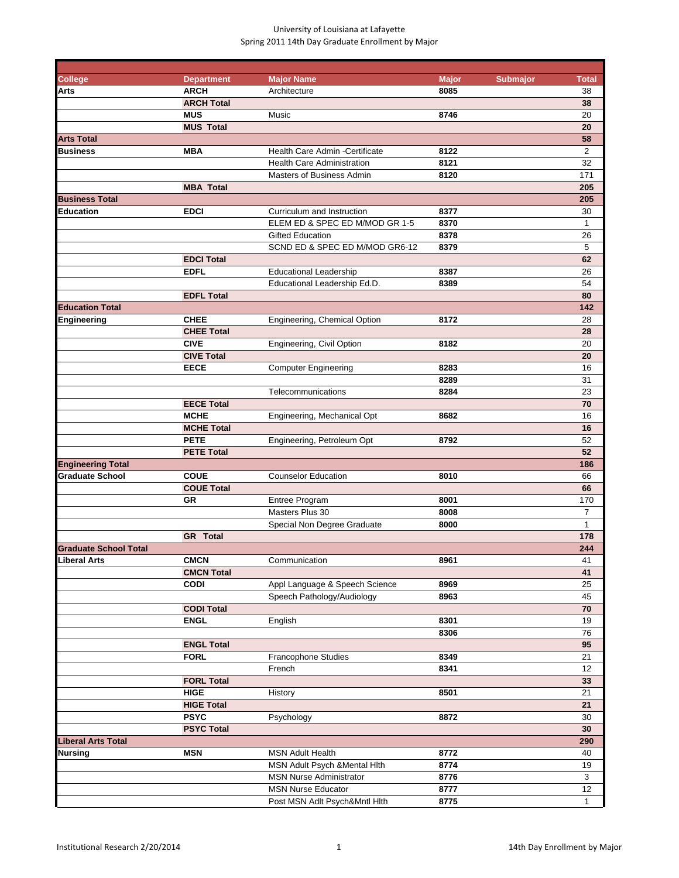University of Louisiana at Lafayette
Spring 2011 14th Day Graduate Enrollment by Major

| College | Department | Major Name | Major | Submajor | Total |
|---|---|---|---|---|---|
| **Arts** | **ARCH** | Architecture | **8085** | | 38 |
| | **ARCH Total** | | | | **38** |
| | **MUS** | Music | **8746** | | 20 |
| | **MUS Total** | | | | **20** |
| **Arts Total** | | | | | **58** |
| **Business** | **MBA** | Health Care Admin -Certificate | **8122** | | 2 |
| | | Health Care Administration | **8121** | | 32 |
| | | Masters of Business Admin | **8120** | | 171 |
| | **MBA Total** | | | | **205** |
| **Business Total** | | | | | **205** |
| **Education** | **EDCI** | Curriculum and Instruction | **8377** | | 30 |
| | | ELEM ED & SPEC ED M/MOD GR 1-5 | **8370** | | 1 |
| | | Gifted Education | **8378** | | 26 |
| | | SCND ED & SPEC ED M/MOD GR6-12 | **8379** | | 5 |
| | **EDCI Total** | | | | **62** |
| | **EDFL** | Educational Leadership | **8387** | | 26 |
| | | Educational Leadership Ed.D. | **8389** | | 54 |
| | **EDFL Total** | | | | **80** |
| **Education Total** | | | | | **142** |
| **Engineering** | **CHEE** | Engineering, Chemical Option | **8172** | | 28 |
| | **CHEE Total** | | | | **28** |
| | **CIVE** | Engineering, Civil Option | **8182** | | 20 |
| | **CIVE Total** | | | | **20** |
| | **EECE** | Computer Engineering | **8283** | | 16 |
| | | | **8289** | | 31 |
| | | Telecommunications | **8284** | | 23 |
| | **EECE Total** | | | | **70** |
| | **MCHE** | Engineering, Mechanical Opt | **8682** | | 16 |
| | **MCHE Total** | | | | **16** |
| | **PETE** | Engineering, Petroleum Opt | **8792** | | 52 |
| | **PETE Total** | | | | **52** |
| **Engineering Total** | | | | | **186** |
| **Graduate School** | **COUE** | Counselor Education | **8010** | | 66 |
| | **COUE Total** | | | | **66** |
| | **GR** | Entree Program | **8001** | | 170 |
| | | Masters Plus 30 | **8008** | | 7 |
| | | Special Non Degree Graduate | **8000** | | 1 |
| | **GR Total** | | | | **178** |
| **Graduate School Total** | | | | | **244** |
| **Liberal Arts** | **CMCN** | Communication | **8961** | | 41 |
| | **CMCN Total** | | | | **41** |
| | **CODI** | Appl Language & Speech Science | **8969** | | 25 |
| | | Speech Pathology/Audiology | **8963** | | 45 |
| | **CODI Total** | | | | **70** |
| | **ENGL** | English | **8301** | | 19 |
| | | | **8306** | | 76 |
| | **ENGL Total** | | | | **95** |
| | **FORL** | Francophone Studies | **8349** | | 21 |
| | | French | **8341** | | 12 |
| | **FORL Total** | | | | **33** |
| | **HIGE** | History | **8501** | | 21 |
| | **HIGE Total** | | | | **21** |
| | **PSYC** | Psychology | **8872** | | 30 |
| | **PSYC Total** | | | | **30** |
| **Liberal Arts Total** | | | | | **290** |
| **Nursing** | **MSN** | MSN Adult Health | **8772** | | 40 |
| | | MSN Adult Psych &Mental Hlth | **8774** | | 19 |
| | | MSN Nurse Administrator | **8776** | | 3 |
| | | MSN Nurse Educator | **8777** | | 12 |
| | | Post MSN Adlt Psych&Mntl Hlth | **8775** | | 1 |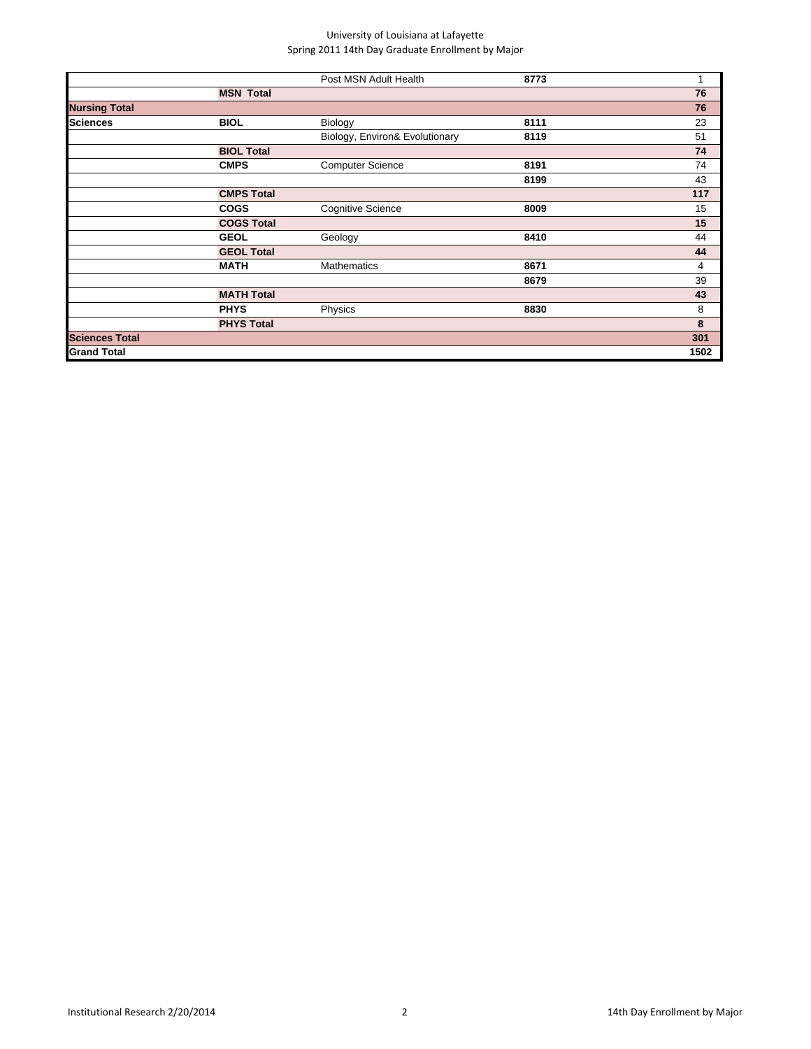| | | | | |
|---|---|---|---|---|
| | | Post MSN Adult Health | **8773** | 1 |
| | **MSN Total** | | | **76** |
| **Nursing Total** | | | | **76** |
| **Sciences** | **BIOL** | Biology | **8111** | 23 |
| | | Biology, Environ& Evolutionary | **8119** | 51 |
| | **BIOL Total** | | | **74** |
| | **CMPS** | Computer Science | **8191** | 74 |
| | | | **8199** | 43 |
| | **CMPS Total** | | | **117** |
| | **COGS** | Cognitive Science | **8009** | 15 |
| | **COGS Total** | | | **15** |
| | **GEOL** | Geology | **8410** | 44 |
| | **GEOL Total** | | | **44** |
| | **MATH** | Mathematics | **8671** | 4 |
| | | | **8679** | 39 |
| | **MATH Total** | | | **43** |
| | **PHYS** | Physics | **8830** | 8 |
| | **PHYS Total** | | | **8** |
| **Sciences Total** | | | | **301** |
| **Grand Total** | | | | **1502** |